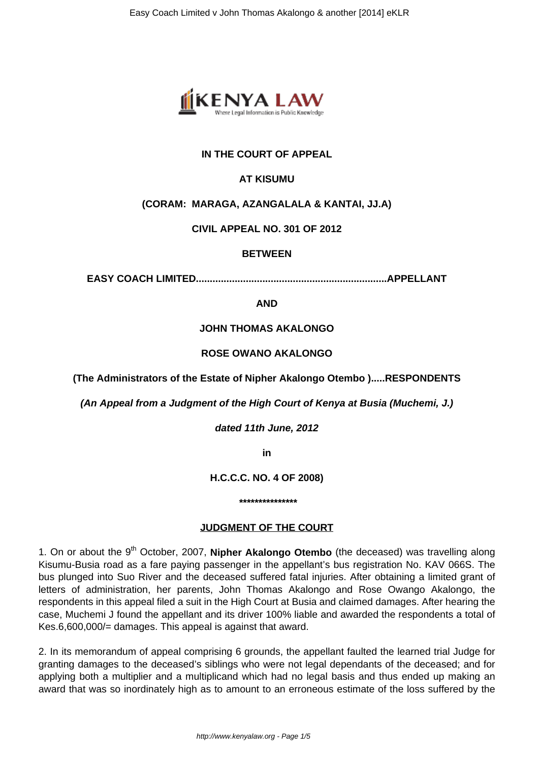**IN THE COURT OF APPEAL**

**AT KISUMU**

**(CORAM: MARAGA, AZANGALALA & KANTAI, JJ.A)**

**CIVIL APPEAL NO. 301 OF 2012**

**BETWEEN**

**EASY COACH LIMITED....................................................................APPELLANT**

**AND**

**JOHN THOMAS AKALONGO**

**ROSE OWANO AKALONGO**

**(The Administrators of the Estate of Nipher Akalongo Otembo ).....RESPONDENTS**

***(An Appeal from a Judgment of the High Court of Kenya at Busia (Muchemi, J.)***

***dated 11th June, 2012***

**in**

**H.C.C.C. NO. 4 OF 2008)**

**\*\*\*\*\*\*\*\*\*\*\*\*\*\*\*\***

**JUDGMENT OF THE COURT**

1. On or about the 9th October, 2007, **Nipher Akalongo Otembo** (the deceased) was travelling along Kisumu-Busia road as a fare paying passenger in the appellant's bus registration No. KAV 066S. The bus plunged into Suo River and the deceased suffered fatal injuries. After obtaining a limited grant of letters of administration, her parents, John Thomas Akalongo and Rose Owango Akalongo, the respondents in this appeal filed a suit in the High Court at Busia and claimed damages. After hearing the case, Muchemi J found the appellant and its driver 100% liable and awarded the respondents a total of Kes.6,600,000/= damages. This appeal is against that award.

2. In its memorandum of appeal comprising 6 grounds, the appellant faulted the learned trial Judge for granting damages to the deceased's siblings who were not legal dependants of the deceased; and for applying both a multiplier and a multiplicand which had no legal basis and thus ended up making an award that was so inordinately high as to amount to an erroneous estimate of the loss suffered by the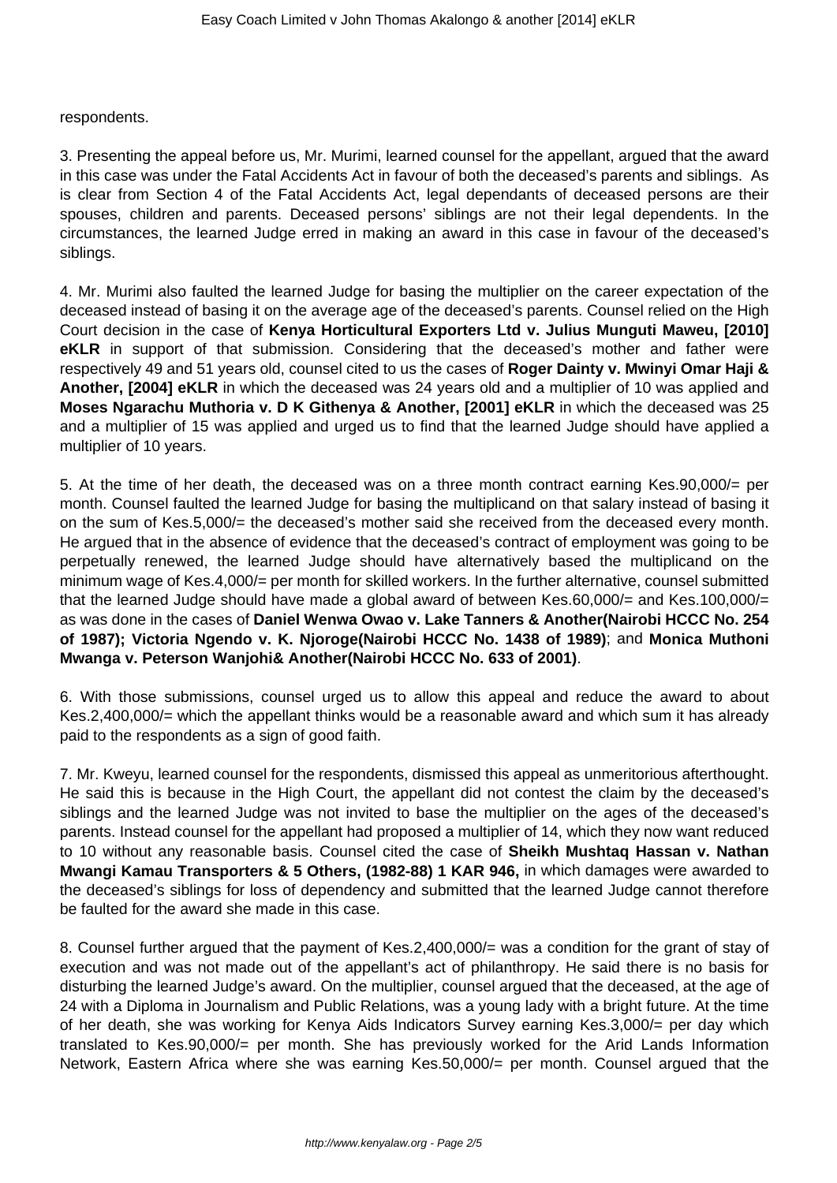respondents.

3. Presenting the appeal before us, Mr. Murimi, learned counsel for the appellant, argued that the award in this case was under the Fatal Accidents Act in favour of both the deceased's parents and siblings. As is clear from Section 4 of the Fatal Accidents Act, legal dependants of deceased persons are their spouses, children and parents. Deceased persons' siblings are not their legal dependents. In the circumstances, the learned Judge erred in making an award in this case in favour of the deceased's siblings.

4. Mr. Murimi also faulted the learned Judge for basing the multiplier on the career expectation of the deceased instead of basing it on the average age of the deceased's parents. Counsel relied on the High Court decision in the case of **Kenya Horticultural Exporters Ltd v. Julius Munguti Maweu, [2010] eKLR** in support of that submission. Considering that the deceased's mother and father were respectively 49 and 51 years old, counsel cited to us the cases of **Roger Dainty v. Mwinyi Omar Haji & Another, [2004] eKLR** in which the deceased was 24 years old and a multiplier of 10 was applied and **Moses Ngarachu Muthoria v. D K Githenya & Another, [2001] eKLR** in which the deceased was 25 and a multiplier of 15 was applied and urged us to find that the learned Judge should have applied a multiplier of 10 years.

5. At the time of her death, the deceased was on a three month contract earning Kes.90,000/= per month. Counsel faulted the learned Judge for basing the multiplicand on that salary instead of basing it on the sum of Kes.5,000/= the deceased's mother said she received from the deceased every month. He argued that in the absence of evidence that the deceased's contract of employment was going to be perpetually renewed, the learned Judge should have alternatively based the multiplicand on the minimum wage of Kes.4,000/= per month for skilled workers. In the further alternative, counsel submitted that the learned Judge should have made a global award of between Kes.60,000/= and Kes.100,000/= as was done in the cases of **Daniel Wenwa Owao v. Lake Tanners & Another(Nairobi HCCC No. 254 of 1987); Victoria Ngendo v. K. Njoroge(Nairobi HCCC No. 1438 of 1989)**; and **Monica Muthoni Mwanga v. Peterson Wanjohi& Another(Nairobi HCCC No. 633 of 2001)**.

6. With those submissions, counsel urged us to allow this appeal and reduce the award to about Kes.2,400,000/= which the appellant thinks would be a reasonable award and which sum it has already paid to the respondents as a sign of good faith.

7. Mr. Kweyu, learned counsel for the respondents, dismissed this appeal as unmeritorious afterthought. He said this is because in the High Court, the appellant did not contest the claim by the deceased's siblings and the learned Judge was not invited to base the multiplier on the ages of the deceased's parents. Instead counsel for the appellant had proposed a multiplier of 14, which they now want reduced to 10 without any reasonable basis. Counsel cited the case of **Sheikh Mushtaq Hassan v. Nathan Mwangi Kamau Transporters & 5 Others, (1982-88) 1 KAR 946,** in which damages were awarded to the deceased's siblings for loss of dependency and submitted that the learned Judge cannot therefore be faulted for the award she made in this case.

8. Counsel further argued that the payment of Kes.2,400,000/= was a condition for the grant of stay of execution and was not made out of the appellant's act of philanthropy. He said there is no basis for disturbing the learned Judge's award. On the multiplier, counsel argued that the deceased, at the age of 24 with a Diploma in Journalism and Public Relations, was a young lady with a bright future. At the time of her death, she was working for Kenya Aids Indicators Survey earning Kes.3,000/= per day which translated to Kes.90,000/= per month. She has previously worked for the Arid Lands Information Network, Eastern Africa where she was earning Kes.50,000/= per month. Counsel argued that the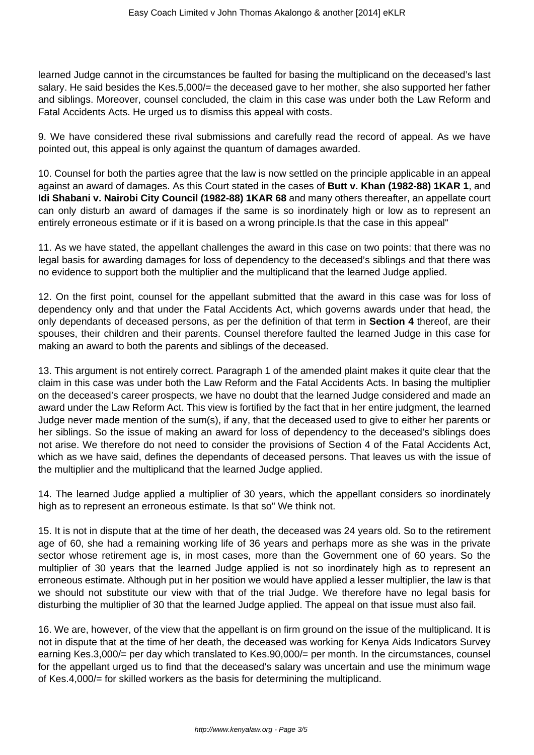learned Judge cannot in the circumstances be faulted for basing the multiplicand on the deceased's last salary. He said besides the Kes.5,000/= the deceased gave to her mother, she also supported her father and siblings. Moreover, counsel concluded, the claim in this case was under both the Law Reform and Fatal Accidents Acts. He urged us to dismiss this appeal with costs.

9. We have considered these rival submissions and carefully read the record of appeal. As we have pointed out, this appeal is only against the quantum of damages awarded.

10. Counsel for both the parties agree that the law is now settled on the principle applicable in an appeal against an award of damages. As this Court stated in the cases of **Butt v. Khan (1982-88) 1KAR 1**, and **Idi Shabani v. Nairobi City Council (1982-88) 1KAR 68** and many others thereafter, an appellate court can only disturb an award of damages if the same is so inordinately high or low as to represent an entirely erroneous estimate or if it is based on a wrong principle.Is that the case in this appeal"

11. As we have stated, the appellant challenges the award in this case on two points: that there was no legal basis for awarding damages for loss of dependency to the deceased's siblings and that there was no evidence to support both the multiplier and the multiplicand that the learned Judge applied.

12. On the first point, counsel for the appellant submitted that the award in this case was for loss of dependency only and that under the Fatal Accidents Act, which governs awards under that head, the only dependants of deceased persons, as per the definition of that term in **Section 4** thereof, are their spouses, their children and their parents. Counsel therefore faulted the learned Judge in this case for making an award to both the parents and siblings of the deceased.

13. This argument is not entirely correct. Paragraph 1 of the amended plaint makes it quite clear that the claim in this case was under both the Law Reform and the Fatal Accidents Acts. In basing the multiplier on the deceased's career prospects, we have no doubt that the learned Judge considered and made an award under the Law Reform Act. This view is fortified by the fact that in her entire judgment, the learned Judge never made mention of the sum(s), if any, that the deceased used to give to either her parents or her siblings. So the issue of making an award for loss of dependency to the deceased's siblings does not arise. We therefore do not need to consider the provisions of Section 4 of the Fatal Accidents Act, which as we have said, defines the dependants of deceased persons. That leaves us with the issue of the multiplier and the multiplicand that the learned Judge applied.

14. The learned Judge applied a multiplier of 30 years, which the appellant considers so inordinately high as to represent an erroneous estimate. Is that so" We think not.

15. It is not in dispute that at the time of her death, the deceased was 24 years old. So to the retirement age of 60, she had a remaining working life of 36 years and perhaps more as she was in the private sector whose retirement age is, in most cases, more than the Government one of 60 years. So the multiplier of 30 years that the learned Judge applied is not so inordinately high as to represent an erroneous estimate. Although put in her position we would have applied a lesser multiplier, the law is that we should not substitute our view with that of the trial Judge. We therefore have no legal basis for disturbing the multiplier of 30 that the learned Judge applied. The appeal on that issue must also fail.

16. We are, however, of the view that the appellant is on firm ground on the issue of the multiplicand. It is not in dispute that at the time of her death, the deceased was working for Kenya Aids Indicators Survey earning Kes.3,000/= per day which translated to Kes.90,000/= per month. In the circumstances, counsel for the appellant urged us to find that the deceased's salary was uncertain and use the minimum wage of Kes.4,000/= for skilled workers as the basis for determining the multiplicand.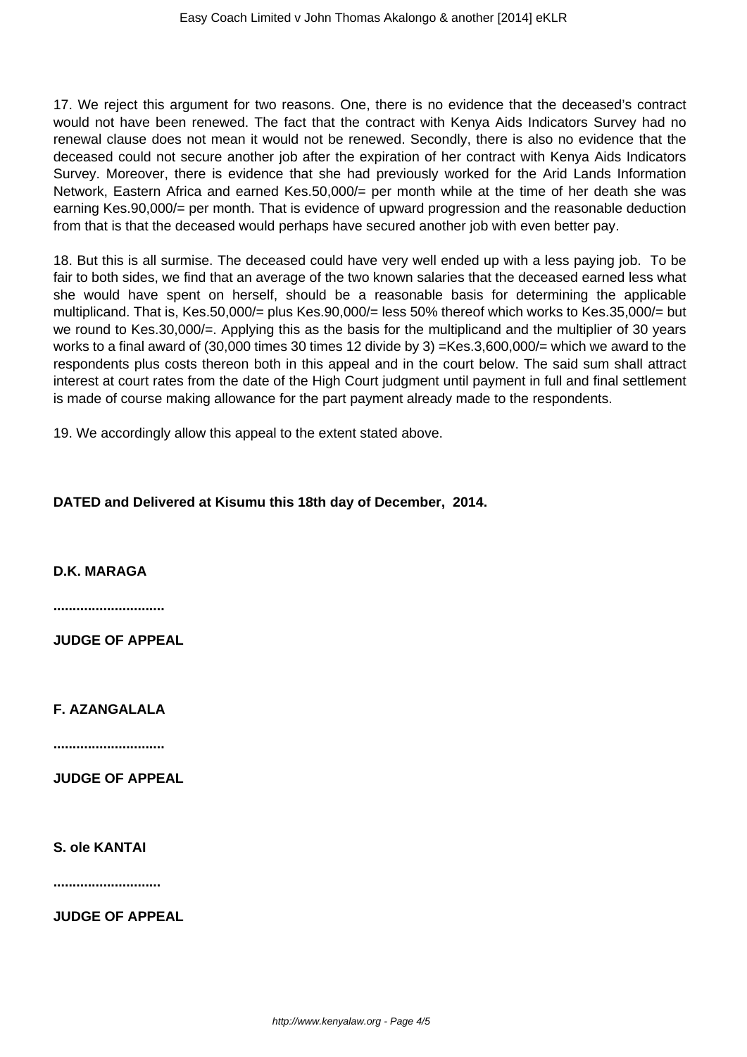17. We reject this argument for two reasons. One, there is no evidence that the deceased's contract would not have been renewed. The fact that the contract with Kenya Aids Indicators Survey had no renewal clause does not mean it would not be renewed. Secondly, there is also no evidence that the deceased could not secure another job after the expiration of her contract with Kenya Aids Indicators Survey. Moreover, there is evidence that she had previously worked for the Arid Lands Information Network, Eastern Africa and earned Kes.50,000/= per month while at the time of her death she was earning Kes.90,000/= per month. That is evidence of upward progression and the reasonable deduction from that is that the deceased would perhaps have secured another job with even better pay.

18. But this is all surmise. The deceased could have very well ended up with a less paying job. To be fair to both sides, we find that an average of the two known salaries that the deceased earned less what she would have spent on herself, should be a reasonable basis for determining the applicable multiplicand. That is, Kes.50,000/= plus Kes.90,000/= less 50% thereof which works to Kes.35,000/= but we round to Kes.30,000/=. Applying this as the basis for the multiplicand and the multiplier of 30 years works to a final award of (30,000 times 30 times 12 divide by 3) =Kes.3,600,000/= which we award to the respondents plus costs thereon both in this appeal and in the court below. The said sum shall attract interest at court rates from the date of the High Court judgment until payment in full and final settlement is made of course making allowance for the part payment already made to the respondents.

19. We accordingly allow this appeal to the extent stated above.

**DATED and Delivered at Kisumu this 18th day of December, 2014.**

**D.K. MARAGA**

**............................**

**JUDGE OF APPEAL**

**F. AZANGALALA**

**............................**

**JUDGE OF APPEAL**

**S. ole KANTAI**

**............................**

**JUDGE OF APPEAL**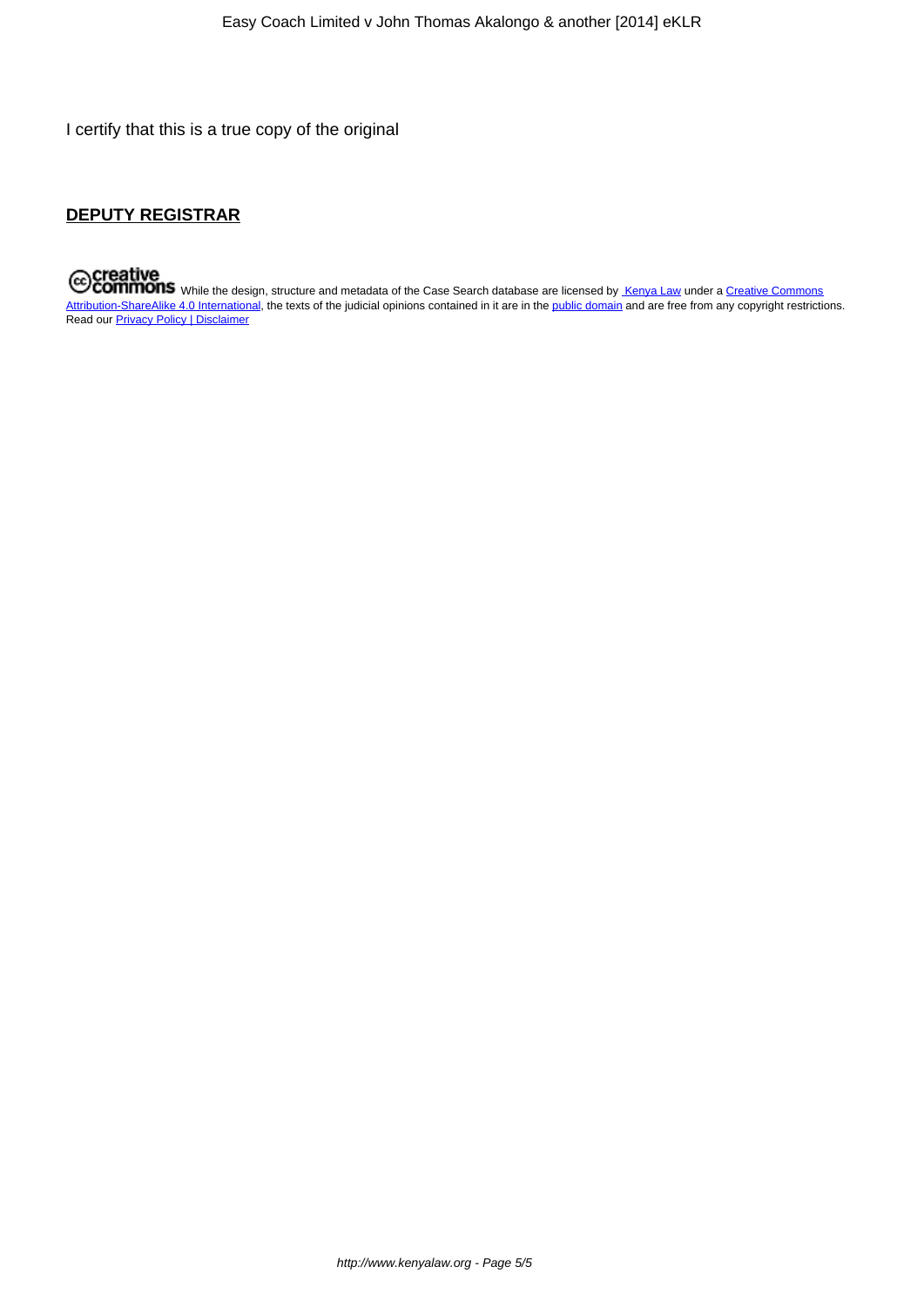I certify that this is a true copy of the original

**DEPUTY REGISTRAR**

creative commons While the design, structure and metadata of the Case Search database are licensed by Kenya Law under a Creative Commons Attribution-ShareAlike 4.0 International, the texts of the judicial opinions contained in it are in the public domain and are free from any copyright restrictions. Read our Privacy Policy | Disclaimer